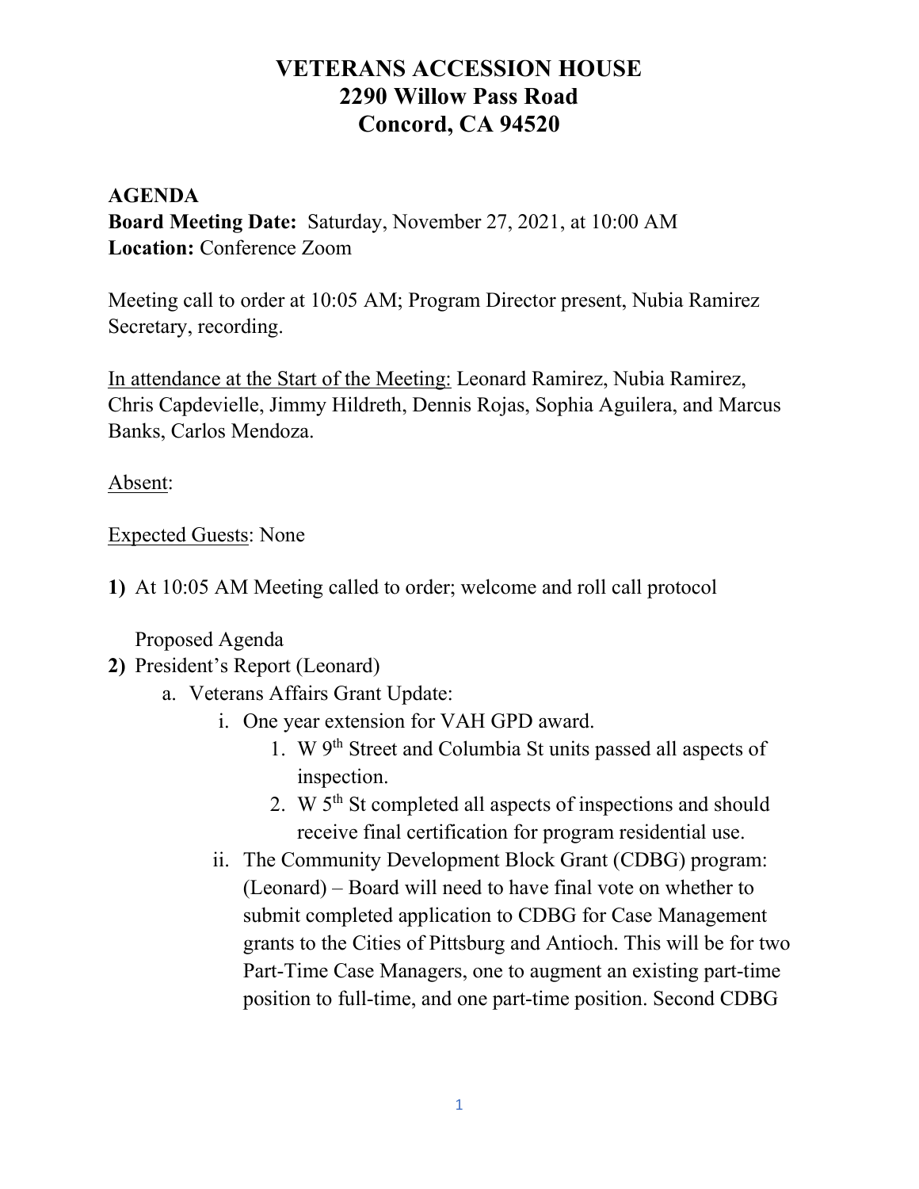# VETERANS ACCESSION HOUSE
# 2290 Willow Pass Road
# Concord, CA 94520

**AGENDA**
**Board Meeting Date:** Saturday, November 27, 2021, at 10:00 AM
**Location:** Conference Zoom

Meeting call to order at 10:05 AM; Program Director present, Nubia Ramirez Secretary, recording.

In attendance at the Start of the Meeting: Leonard Ramirez, Nubia Ramirez, Chris Capdevielle, Jimmy Hildreth, Dennis Rojas, Sophia Aguilera, and Marcus Banks, Carlos Mendoza.

Absent:

Expected Guests: None

1) At 10:05 AM Meeting called to order; welcome and roll call protocol

   Proposed Agenda

2) President's Report (Leonard)
   a. Veterans Affairs Grant Update:
      i. One year extension for VAH GPD award.
         1. W 9th Street and Columbia St units passed all aspects of inspection.
         2. W 5th St completed all aspects of inspections and should receive final certification for program residential use.
      ii. The Community Development Block Grant (CDBG) program: (Leonard) – Board will need to have final vote on whether to submit completed application to CDBG for Case Management grants to the Cities of Pittsburg and Antioch. This will be for two Part-Time Case Managers, one to augment an existing part-time position to full-time, and one part-time position. Second CDBG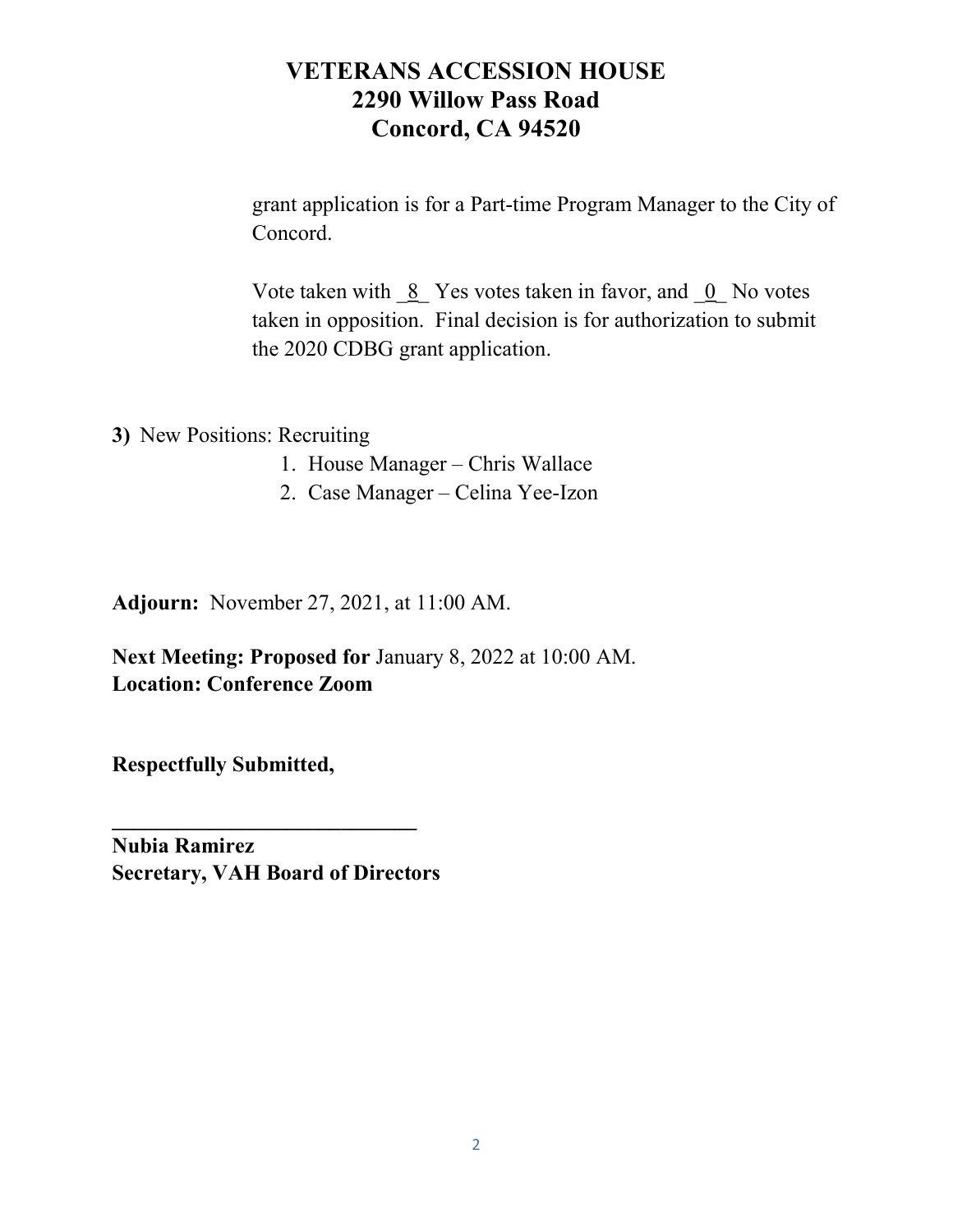# VETERANS ACCESSION HOUSE
# 2290 Willow Pass Road
# Concord, CA 94520

grant application is for a Part-time Program Manager to the City of Concord.

Vote taken with _8_ Yes votes taken in favor, and _0_ No votes taken in opposition. Final decision is for authorization to submit the 2020 CDBG grant application.

**3)** New Positions: Recruiting

1. House Manager – Chris Wallace
2. Case Manager – Celina Yee-Izon

**Adjourn:** November 27, 2021, at 11:00 AM.

**Next Meeting: Proposed for** January 8, 2022 at 10:00 AM.
**Location: Conference Zoom**

**Respectfully Submitted,**

**____________________________**
**Nubia Ramirez**
**Secretary, VAH Board of Directors**